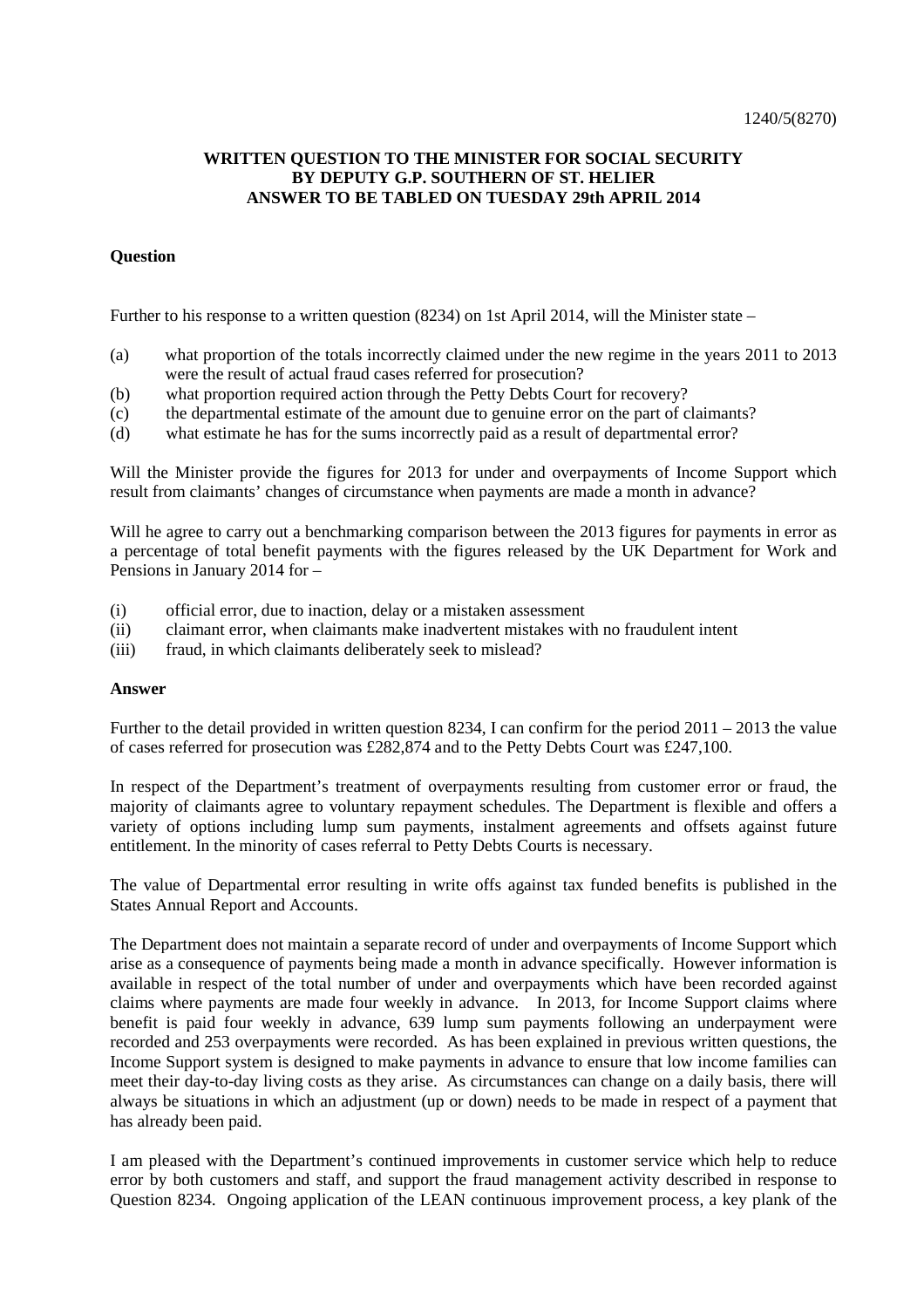1240/5(8270)

**WRITTEN QUESTION TO THE MINISTER FOR SOCIAL SECURITY BY DEPUTY G.P. SOUTHERN OF ST. HELIER ANSWER TO BE TABLED ON TUESDAY 29th APRIL 2014**

**Question**

Further to his response to a written question (8234) on 1st April 2014, will the Minister state –

(a) what proportion of the totals incorrectly claimed under the new regime in the years 2011 to 2013 were the result of actual fraud cases referred for prosecution?
(b) what proportion required action through the Petty Debts Court for recovery?
(c) the departmental estimate of the amount due to genuine error on the part of claimants?
(d) what estimate he has for the sums incorrectly paid as a result of departmental error?

Will the Minister provide the figures for 2013 for under and overpayments of Income Support which result from claimants' changes of circumstance when payments are made a month in advance?

Will he agree to carry out a benchmarking comparison between the 2013 figures for payments in error as a percentage of total benefit payments with the figures released by the UK Department for Work and Pensions in January 2014 for –

(i) official error, due to inaction, delay or a mistaken assessment
(ii) claimant error, when claimants make inadvertent mistakes with no fraudulent intent
(iii) fraud, in which claimants deliberately seek to mislead?

**Answer**

Further to the detail provided in written question 8234, I can confirm for the period 2011 – 2013 the value of cases referred for prosecution was £282,874 and to the Petty Debts Court was £247,100.

In respect of the Department's treatment of overpayments resulting from customer error or fraud, the majority of claimants agree to voluntary repayment schedules. The Department is flexible and offers a variety of options including lump sum payments, instalment agreements and offsets against future entitlement. In the minority of cases referral to Petty Debts Courts is necessary.

The value of Departmental error resulting in write offs against tax funded benefits is published in the States Annual Report and Accounts.

The Department does not maintain a separate record of under and overpayments of Income Support which arise as a consequence of payments being made a month in advance specifically. However information is available in respect of the total number of under and overpayments which have been recorded against claims where payments are made four weekly in advance. In 2013, for Income Support claims where benefit is paid four weekly in advance, 639 lump sum payments following an underpayment were recorded and 253 overpayments were recorded. As has been explained in previous written questions, the Income Support system is designed to make payments in advance to ensure that low income families can meet their day-to-day living costs as they arise. As circumstances can change on a daily basis, there will always be situations in which an adjustment (up or down) needs to be made in respect of a payment that has already been paid.

I am pleased with the Department's continued improvements in customer service which help to reduce error by both customers and staff, and support the fraud management activity described in response to Question 8234. Ongoing application of the LEAN continuous improvement process, a key plank of the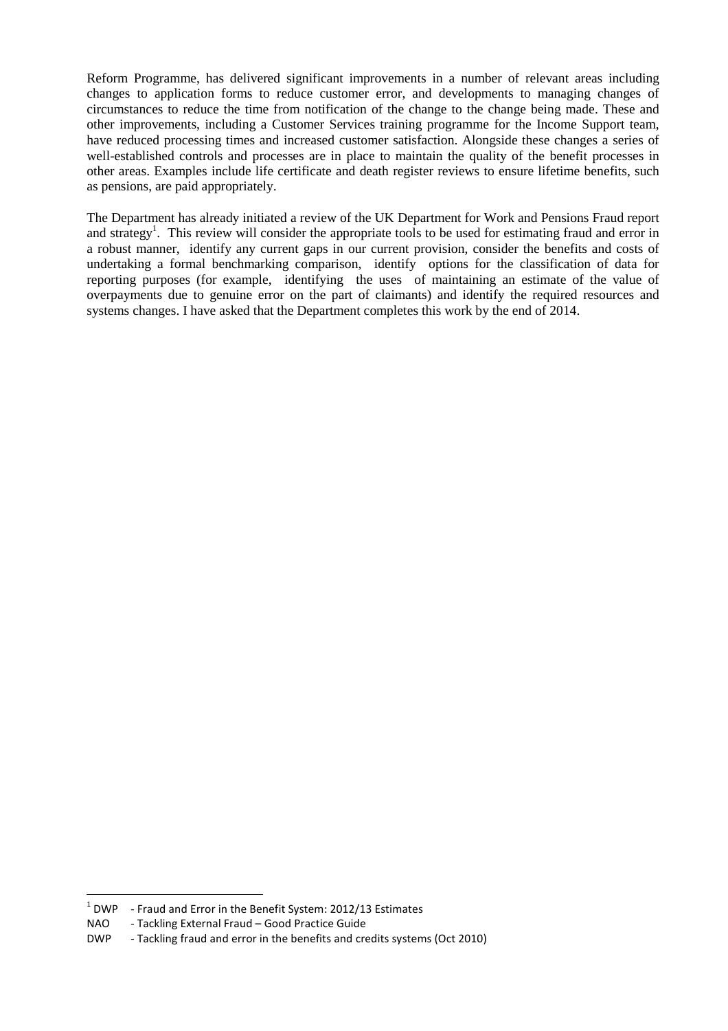Reform Programme, has delivered significant improvements in a number of relevant areas including changes to application forms to reduce customer error, and developments to managing changes of circumstances to reduce the time from notification of the change to the change being made. These and other improvements, including a Customer Services training programme for the Income Support team, have reduced processing times and increased customer satisfaction. Alongside these changes a series of well-established controls and processes are in place to maintain the quality of the benefit processes in other areas. Examples include life certificate and death register reviews to ensure lifetime benefits, such as pensions, are paid appropriately.

The Department has already initiated a review of the UK Department for Work and Pensions Fraud report and strategy[1]. This review will consider the appropriate tools to be used for estimating fraud and error in a robust manner, identify any current gaps in our current provision, consider the benefits and costs of undertaking a formal benchmarking comparison, identify options for the classification of data for reporting purposes (for example, identifying the uses of maintaining an estimate of the value of overpayments due to genuine error on the part of claimants) and identify the required resources and systems changes. I have asked that the Department completes this work by the end of 2014.

---

[1] DWP - Fraud and Error in the Benefit System: 2012/13 Estimates
NAO - Tackling External Fraud – Good Practice Guide
DWP - Tackling fraud and error in the benefits and credits systems (Oct 2010)